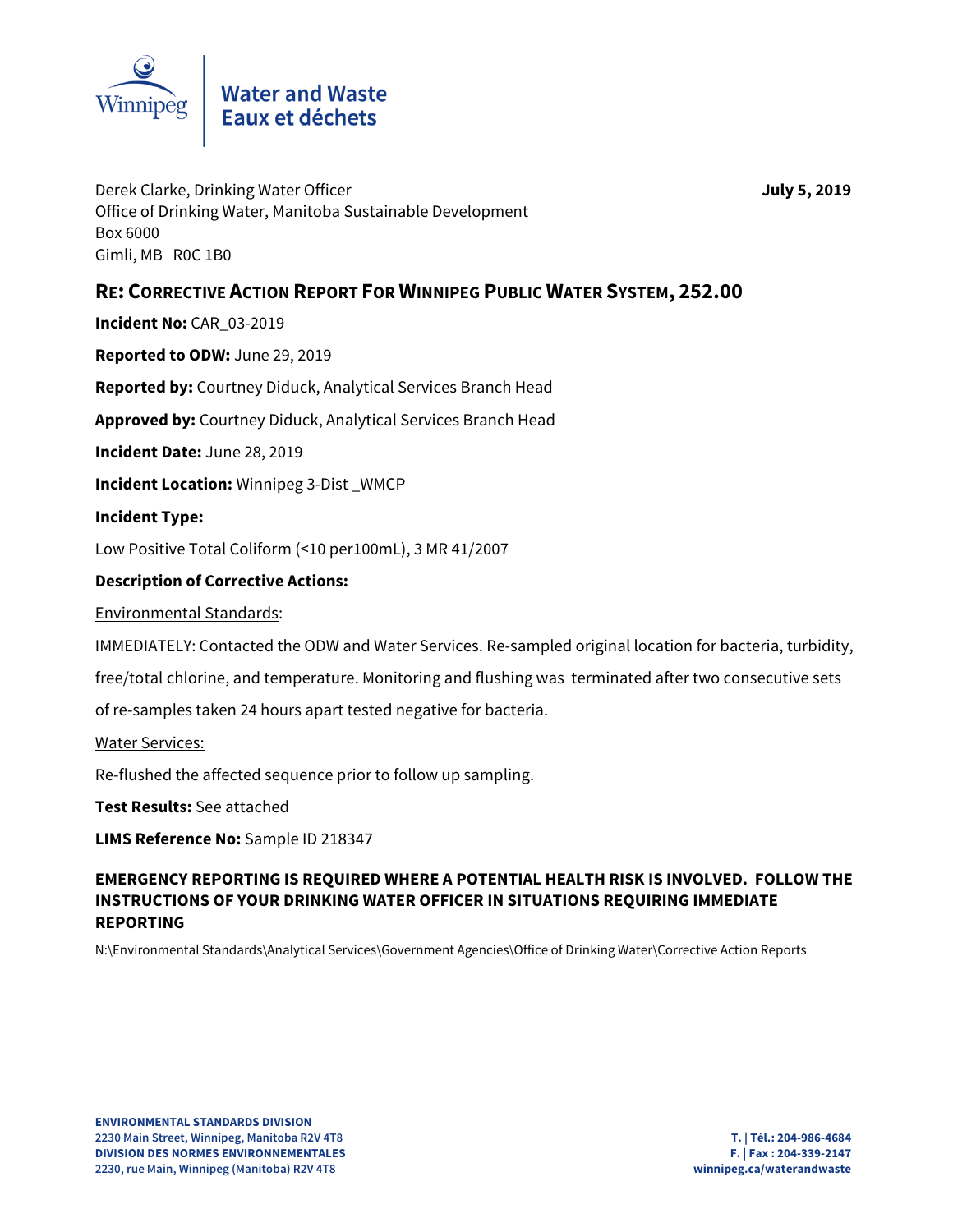Water and Waste
Eaux et déchets

Derek Clarke, Drinking Water Officer
Office of Drinking Water, Manitoba Sustainable Development
Box 6000
Gimli, MB R0C 1B0

**July 5, 2019**

## RE: CORRECTIVE ACTION REPORT FOR WINNIPEG PUBLIC WATER SYSTEM, 252.00

**Incident No:** CAR_03-2019

**Reported to ODW:** June 29, 2019

**Reported by:** Courtney Diduck, Analytical Services Branch Head

**Approved by:** Courtney Diduck, Analytical Services Branch Head

**Incident Date:** June 28, 2019

**Incident Location:** Winnipeg 3-Dist _WMCP

**Incident Type:**

Low Positive Total Coliform (<10 per100mL), 3 MR 41/2007

**Description of Corrective Actions:**

Environmental Standards:

IMMEDIATELY: Contacted the ODW and Water Services. Re-sampled original location for bacteria, turbidity, free/total chlorine, and temperature. Monitoring and flushing was terminated after two consecutive sets of re-samples taken 24 hours apart tested negative for bacteria.

Water Services:

Re-flushed the affected sequence prior to follow up sampling.

**Test Results:** See attached

**LIMS Reference No:** Sample ID 218347

**EMERGENCY REPORTING IS REQUIRED WHERE A POTENTIAL HEALTH RISK IS INVOLVED. FOLLOW THE INSTRUCTIONS OF YOUR DRINKING WATER OFFICER IN SITUATIONS REQUIRING IMMEDIATE REPORTING**

N:\Environmental Standards\Analytical Services\Government Agencies\Office of Drinking Water\Corrective Action Reports

**ENVIRONMENTAL STANDARDS DIVISION**
**2230 Main Street, Winnipeg, Manitoba R2V 4T8**
**DIVISION DES NORMES ENVIRONNEMENTALES**
**2230, rue Main, Winnipeg (Manitoba) R2V 4T8**

**T. | Tél.: 204-986-4684**
**F. | Fax : 204-339-2147**
**winnipeg.ca/waterandwaste**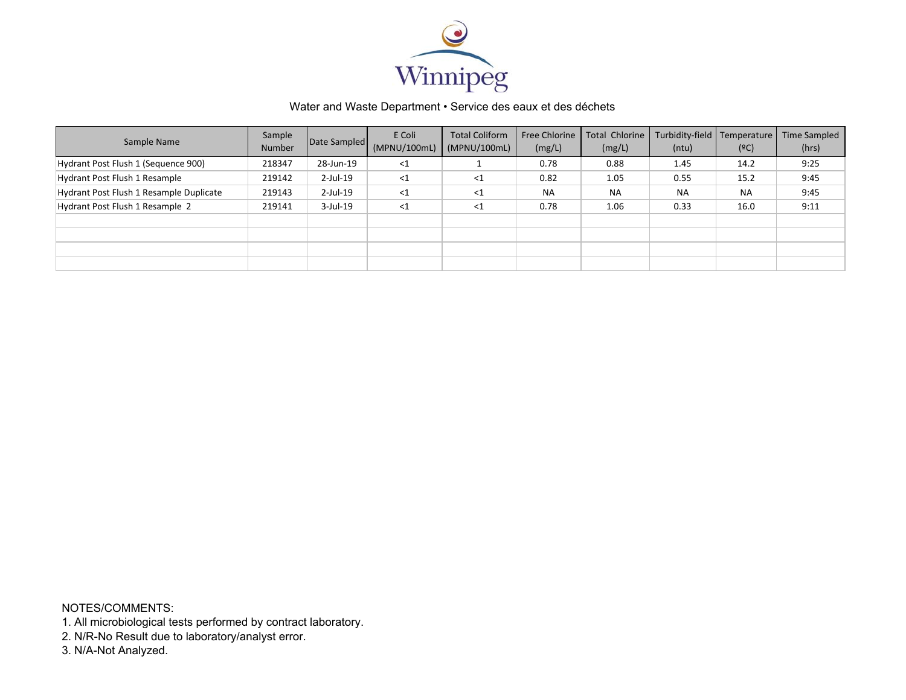Winnipeg

Water and Waste Department • Service des eaux et des déchets

| Sample Name | Sample Number | Date Sampled | E Coli (MPNU/100mL) | Total Coliform (MPNU/100mL) | Free Chlorine (mg/L) | Total Chlorine (mg/L) | Turbidity-field (ntu) | Temperature (ºC) | Time Sampled (hrs) |
|---|---|---|---|---|---|---|---|---|---|
| Hydrant Post Flush 1 (Sequence 900) | 218347 | 28-Jun-19 | <1 | 1 | 0.78 | 0.88 | 1.45 | 14.2 | 9:25 |
| Hydrant Post Flush 1 Resample | 219142 | 2-Jul-19 | <1 | <1 | 0.82 | 1.05 | 0.55 | 15.2 | 9:45 |
| Hydrant Post Flush 1 Resample Duplicate | 219143 | 2-Jul-19 | <1 | <1 | NA | NA | NA | NA | 9:45 |
| Hydrant Post Flush 1 Resample 2 | 219141 | 3-Jul-19 | <1 | <1 | 0.78 | 1.06 | 0.33 | 16.0 | 9:11 |
| | | | | | | | | | |
| | | | | | | | | | |
| | | | | | | | | | |
| | | | | | | | | | |

NOTES/COMMENTS:

1. All microbiological tests performed by contract laboratory.
2. N/R-No Result due to laboratory/analyst error.
3. N/A-Not Analyzed.